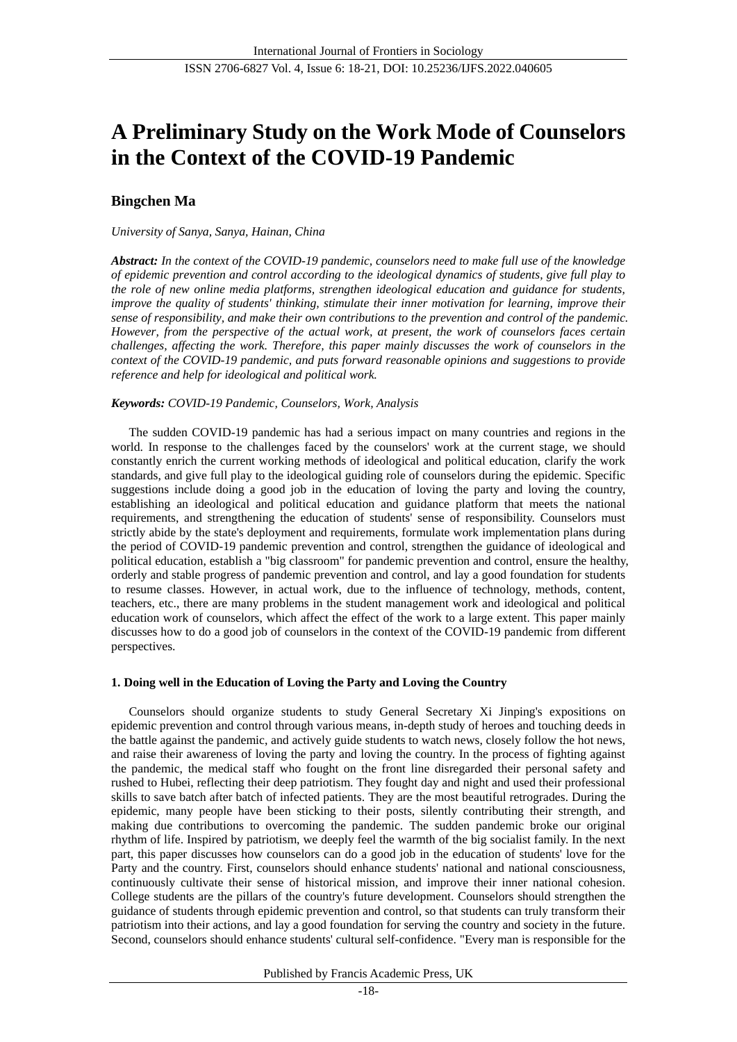# A Preliminary Study on the Work Mode of Counselors in the Context of the COVID-19 Pandemic

## Bingchen Ma

*University of Sanya, Sanya, Hainan, China*

***Abstract:*** *In the context of the COVID-19 pandemic, counselors need to make full use of the knowledge of epidemic prevention and control according to the ideological dynamics of students, give full play to the role of new online media platforms, strengthen ideological education and guidance for students, improve the quality of students' thinking, stimulate their inner motivation for learning, improve their sense of responsibility, and make their own contributions to the prevention and control of the pandemic. However, from the perspective of the actual work, at present, the work of counselors faces certain challenges, affecting the work. Therefore, this paper mainly discusses the work of counselors in the context of the COVID-19 pandemic, and puts forward reasonable opinions and suggestions to provide reference and help for ideological and political work.*

***Keywords:*** *COVID-19 Pandemic, Counselors, Work, Analysis*

The sudden COVID-19 pandemic has had a serious impact on many countries and regions in the world. In response to the challenges faced by the counselors' work at the current stage, we should constantly enrich the current working methods of ideological and political education, clarify the work standards, and give full play to the ideological guiding role of counselors during the epidemic. Specific suggestions include doing a good job in the education of loving the party and loving the country, establishing an ideological and political education and guidance platform that meets the national requirements, and strengthening the education of students' sense of responsibility. Counselors must strictly abide by the state's deployment and requirements, formulate work implementation plans during the period of COVID-19 pandemic prevention and control, strengthen the guidance of ideological and political education, establish a "big classroom" for pandemic prevention and control, ensure the healthy, orderly and stable progress of pandemic prevention and control, and lay a good foundation for students to resume classes. However, in actual work, due to the influence of technology, methods, content, teachers, etc., there are many problems in the student management work and ideological and political education work of counselors, which affect the effect of the work to a large extent. This paper mainly discusses how to do a good job of counselors in the context of the COVID-19 pandemic from different perspectives.

### 1. Doing well in the Education of Loving the Party and Loving the Country

Counselors should organize students to study General Secretary Xi Jinping's expositions on epidemic prevention and control through various means, in-depth study of heroes and touching deeds in the battle against the pandemic, and actively guide students to watch news, closely follow the hot news, and raise their awareness of loving the party and loving the country. In the process of fighting against the pandemic, the medical staff who fought on the front line disregarded their personal safety and rushed to Hubei, reflecting their deep patriotism. They fought day and night and used their professional skills to save batch after batch of infected patients. They are the most beautiful retrogrades. During the epidemic, many people have been sticking to their posts, silently contributing their strength, and making due contributions to overcoming the pandemic. The sudden pandemic broke our original rhythm of life. Inspired by patriotism, we deeply feel the warmth of the big socialist family. In the next part, this paper discusses how counselors can do a good job in the education of students' love for the Party and the country. First, counselors should enhance students' national and national consciousness, continuously cultivate their sense of historical mission, and improve their inner national cohesion. College students are the pillars of the country's future development. Counselors should strengthen the guidance of students through epidemic prevention and control, so that students can truly transform their patriotism into their actions, and lay a good foundation for serving the country and society in the future. Second, counselors should enhance students' cultural self-confidence. "Every man is responsible for the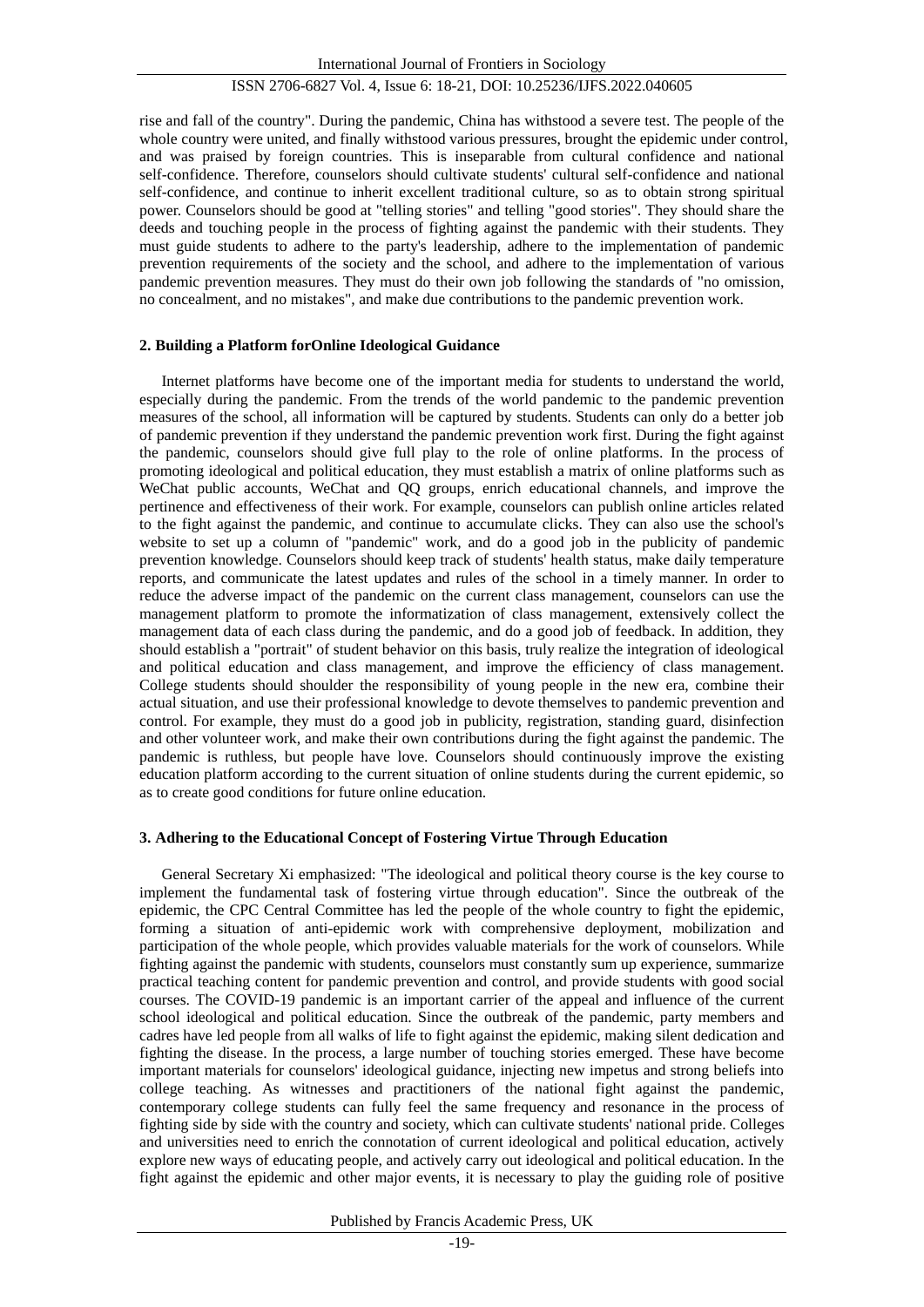rise and fall of the country". During the pandemic, China has withstood a severe test. The people of the whole country were united, and finally withstood various pressures, brought the epidemic under control, and was praised by foreign countries. This is inseparable from cultural confidence and national self-confidence. Therefore, counselors should cultivate students' cultural self-confidence and national self-confidence, and continue to inherit excellent traditional culture, so as to obtain strong spiritual power. Counselors should be good at "telling stories" and telling "good stories". They should share the deeds and touching people in the process of fighting against the pandemic with their students. They must guide students to adhere to the party's leadership, adhere to the implementation of pandemic prevention requirements of the society and the school, and adhere to the implementation of various pandemic prevention measures. They must do their own job following the standards of "no omission, no concealment, and no mistakes", and make due contributions to the pandemic prevention work.

## 2. Building a Platform forOnline Ideological Guidance

Internet platforms have become one of the important media for students to understand the world, especially during the pandemic. From the trends of the world pandemic to the pandemic prevention measures of the school, all information will be captured by students. Students can only do a better job of pandemic prevention if they understand the pandemic prevention work first. During the fight against the pandemic, counselors should give full play to the role of online platforms. In the process of promoting ideological and political education, they must establish a matrix of online platforms such as WeChat public accounts, WeChat and QQ groups, enrich educational channels, and improve the pertinence and effectiveness of their work. For example, counselors can publish online articles related to the fight against the pandemic, and continue to accumulate clicks. They can also use the school's website to set up a column of "pandemic" work, and do a good job in the publicity of pandemic prevention knowledge. Counselors should keep track of students' health status, make daily temperature reports, and communicate the latest updates and rules of the school in a timely manner. In order to reduce the adverse impact of the pandemic on the current class management, counselors can use the management platform to promote the informatization of class management, extensively collect the management data of each class during the pandemic, and do a good job of feedback. In addition, they should establish a "portrait" of student behavior on this basis, truly realize the integration of ideological and political education and class management, and improve the efficiency of class management. College students should shoulder the responsibility of young people in the new era, combine their actual situation, and use their professional knowledge to devote themselves to pandemic prevention and control. For example, they must do a good job in publicity, registration, standing guard, disinfection and other volunteer work, and make their own contributions during the fight against the pandemic. The pandemic is ruthless, but people have love. Counselors should continuously improve the existing education platform according to the current situation of online students during the current epidemic, so as to create good conditions for future online education.

## 3. Adhering to the Educational Concept of Fostering Virtue Through Education

General Secretary Xi emphasized: "The ideological and political theory course is the key course to implement the fundamental task of fostering virtue through education". Since the outbreak of the epidemic, the CPC Central Committee has led the people of the whole country to fight the epidemic, forming a situation of anti-epidemic work with comprehensive deployment, mobilization and participation of the whole people, which provides valuable materials for the work of counselors. While fighting against the pandemic with students, counselors must constantly sum up experience, summarize practical teaching content for pandemic prevention and control, and provide students with good social courses. The COVID-19 pandemic is an important carrier of the appeal and influence of the current school ideological and political education. Since the outbreak of the pandemic, party members and cadres have led people from all walks of life to fight against the epidemic, making silent dedication and fighting the disease. In the process, a large number of touching stories emerged. These have become important materials for counselors' ideological guidance, injecting new impetus and strong beliefs into college teaching. As witnesses and practitioners of the national fight against the pandemic, contemporary college students can fully feel the same frequency and resonance in the process of fighting side by side with the country and society, which can cultivate students' national pride. Colleges and universities need to enrich the connotation of current ideological and political education, actively explore new ways of educating people, and actively carry out ideological and political education. In the fight against the epidemic and other major events, it is necessary to play the guiding role of positive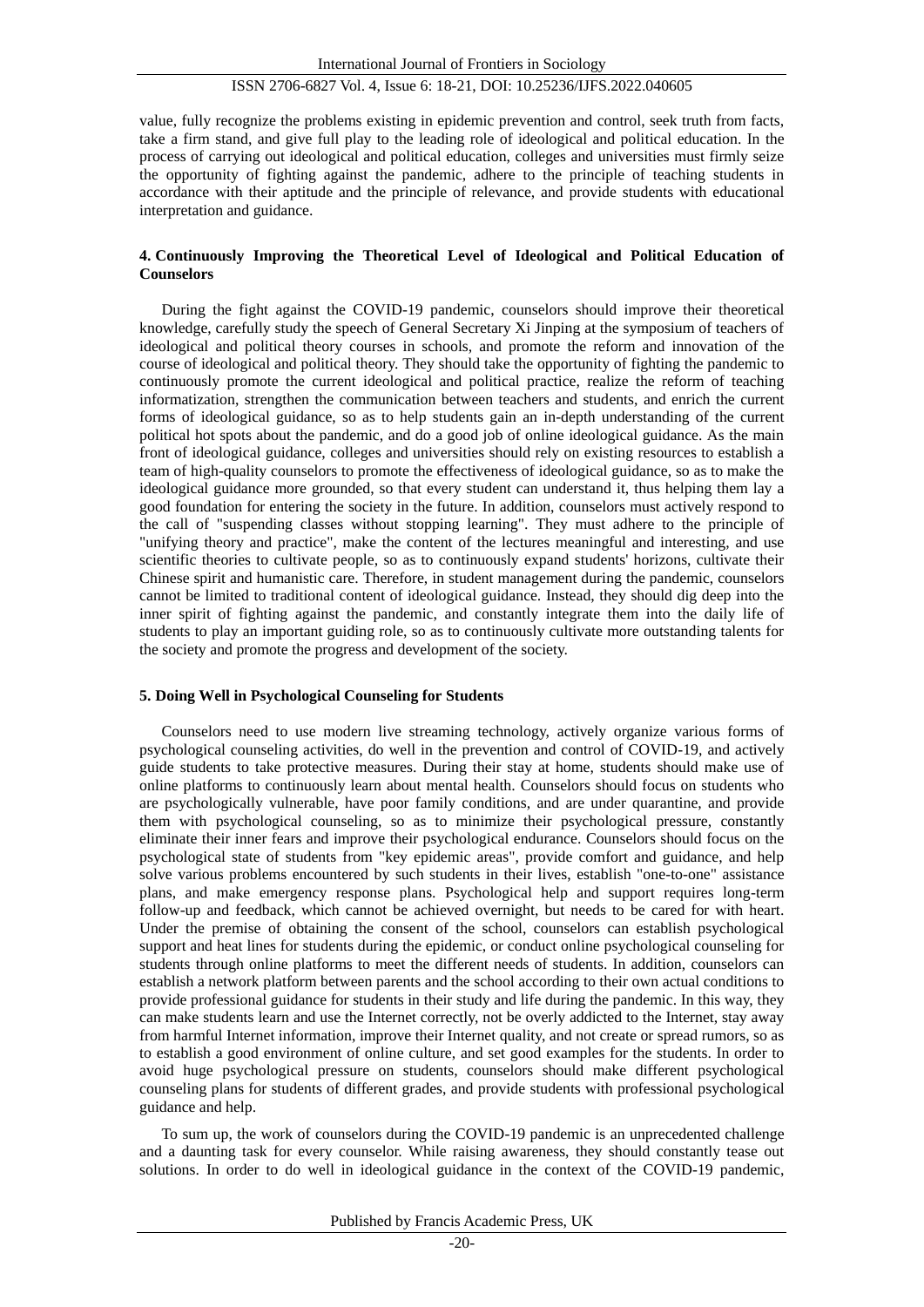value, fully recognize the problems existing in epidemic prevention and control, seek truth from facts, take a firm stand, and give full play to the leading role of ideological and political education. In the process of carrying out ideological and political education, colleges and universities must firmly seize the opportunity of fighting against the pandemic, adhere to the principle of teaching students in accordance with their aptitude and the principle of relevance, and provide students with educational interpretation and guidance.

## 4. Continuously Improving the Theoretical Level of Ideological and Political Education of Counselors

During the fight against the COVID-19 pandemic, counselors should improve their theoretical knowledge, carefully study the speech of General Secretary Xi Jinping at the symposium of teachers of ideological and political theory courses in schools, and promote the reform and innovation of the course of ideological and political theory. They should take the opportunity of fighting the pandemic to continuously promote the current ideological and political practice, realize the reform of teaching informatization, strengthen the communication between teachers and students, and enrich the current forms of ideological guidance, so as to help students gain an in-depth understanding of the current political hot spots about the pandemic, and do a good job of online ideological guidance. As the main front of ideological guidance, colleges and universities should rely on existing resources to establish a team of high-quality counselors to promote the effectiveness of ideological guidance, so as to make the ideological guidance more grounded, so that every student can understand it, thus helping them lay a good foundation for entering the society in the future. In addition, counselors must actively respond to the call of "suspending classes without stopping learning". They must adhere to the principle of "unifying theory and practice", make the content of the lectures meaningful and interesting, and use scientific theories to cultivate people, so as to continuously expand students' horizons, cultivate their Chinese spirit and humanistic care. Therefore, in student management during the pandemic, counselors cannot be limited to traditional content of ideological guidance. Instead, they should dig deep into the inner spirit of fighting against the pandemic, and constantly integrate them into the daily life of students to play an important guiding role, so as to continuously cultivate more outstanding talents for the society and promote the progress and development of the society.

## 5. Doing Well in Psychological Counseling for Students

Counselors need to use modern live streaming technology, actively organize various forms of psychological counseling activities, do well in the prevention and control of COVID-19, and actively guide students to take protective measures. During their stay at home, students should make use of online platforms to continuously learn about mental health. Counselors should focus on students who are psychologically vulnerable, have poor family conditions, and are under quarantine, and provide them with psychological counseling, so as to minimize their psychological pressure, constantly eliminate their inner fears and improve their psychological endurance. Counselors should focus on the psychological state of students from "key epidemic areas", provide comfort and guidance, and help solve various problems encountered by such students in their lives, establish "one-to-one" assistance plans, and make emergency response plans. Psychological help and support requires long-term follow-up and feedback, which cannot be achieved overnight, but needs to be cared for with heart. Under the premise of obtaining the consent of the school, counselors can establish psychological support and heat lines for students during the epidemic, or conduct online psychological counseling for students through online platforms to meet the different needs of students. In addition, counselors can establish a network platform between parents and the school according to their own actual conditions to provide professional guidance for students in their study and life during the pandemic. In this way, they can make students learn and use the Internet correctly, not be overly addicted to the Internet, stay away from harmful Internet information, improve their Internet quality, and not create or spread rumors, so as to establish a good environment of online culture, and set good examples for the students. In order to avoid huge psychological pressure on students, counselors should make different psychological counseling plans for students of different grades, and provide students with professional psychological guidance and help.

To sum up, the work of counselors during the COVID-19 pandemic is an unprecedented challenge and a daunting task for every counselor. While raising awareness, they should constantly tease out solutions. In order to do well in ideological guidance in the context of the COVID-19 pandemic,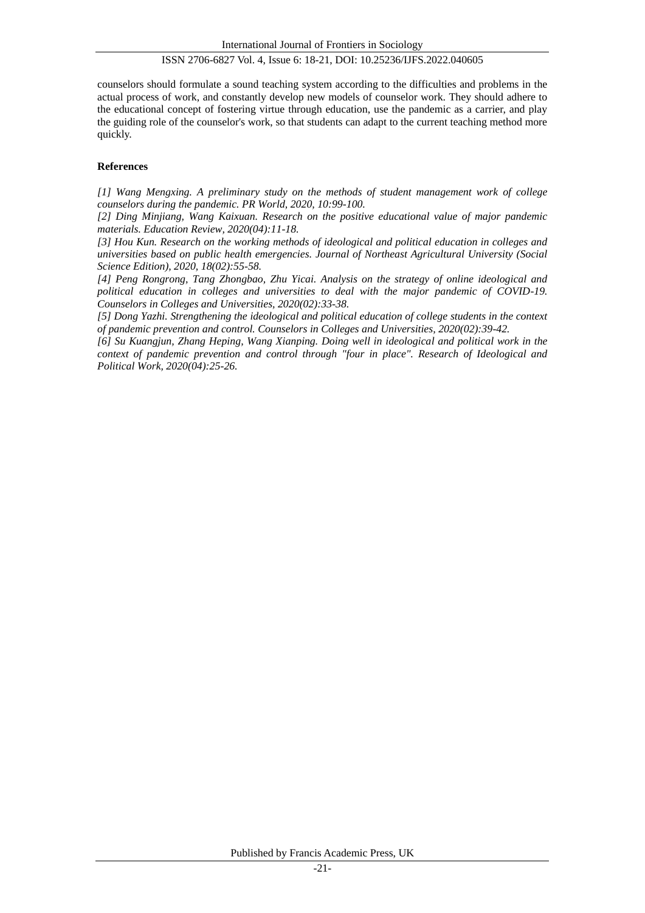counselors should formulate a sound teaching system according to the difficulties and problems in the actual process of work, and constantly develop new models of counselor work. They should adhere to the educational concept of fostering virtue through education, use the pandemic as a carrier, and play the guiding role of the counselor's work, so that students can adapt to the current teaching method more quickly.

**References**

*[1] Wang Mengxing. A preliminary study on the methods of student management work of college counselors during the pandemic. PR World, 2020, 10:99-100.*

*[2] Ding Minjiang, Wang Kaixuan. Research on the positive educational value of major pandemic materials. Education Review, 2020(04):11-18.*

*[3] Hou Kun. Research on the working methods of ideological and political education in colleges and universities based on public health emergencies. Journal of Northeast Agricultural University (Social Science Edition), 2020, 18(02):55-58.*

*[4] Peng Rongrong, Tang Zhongbao, Zhu Yicai. Analysis on the strategy of online ideological and political education in colleges and universities to deal with the major pandemic of COVID-19. Counselors in Colleges and Universities, 2020(02):33-38.*

*[5] Dong Yazhi. Strengthening the ideological and political education of college students in the context of pandemic prevention and control. Counselors in Colleges and Universities, 2020(02):39-42.*

*[6] Su Kuangjun, Zhang Heping, Wang Xianping. Doing well in ideological and political work in the context of pandemic prevention and control through "four in place". Research of Ideological and Political Work, 2020(04):25-26.*